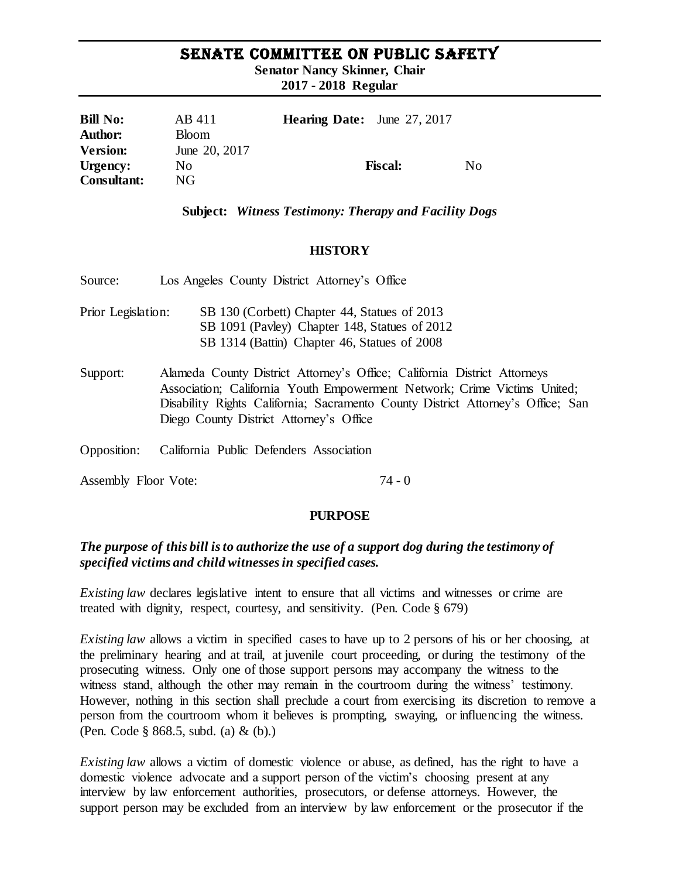# SENATE COMMITTEE ON PUBLIC SAFETY

**Senator Nancy Skinner, Chair**
**2017 - 2018 Regular**

| | | | |
|---|---|---|---|
| **Bill No:** | AB 411 | **Hearing Date:** | June 27, 2017 |
| **Author:** | Bloom | | |
| **Version:** | June 20, 2017 | | |
| **Urgency:** | No | **Fiscal:** | No |
| **Consultant:** | NG | | |

**Subject:** ***Witness Testimony: Therapy and Facility Dogs***

## HISTORY

Source: Los Angeles County District Attorney's Office

Prior Legislation: SB 130 (Corbett) Chapter 44, Statues of 2013
SB 1091 (Pavley) Chapter 148, Statues of 2012
SB 1314 (Battin) Chapter 46, Statues of 2008

Support: Alameda County District Attorney's Office; California District Attorneys Association; California Youth Empowerment Network; Crime Victims United; Disability Rights California; Sacramento County District Attorney's Office; San Diego County District Attorney's Office

Opposition: California Public Defenders Association

Assembly Floor Vote: 74 - 0

## PURPOSE

***The purpose of this bill is to authorize the use of a support dog during the testimony of specified victims and child witnesses in specified cases.***

*Existing law* declares legislative intent to ensure that all victims and witnesses or crime are treated with dignity, respect, courtesy, and sensitivity. (Pen. Code § 679)

*Existing law* allows a victim in specified cases to have up to 2 persons of his or her choosing, at the preliminary hearing and at trail, at juvenile court proceeding, or during the testimony of the prosecuting witness. Only one of those support persons may accompany the witness to the witness stand, although the other may remain in the courtroom during the witness' testimony. However, nothing in this section shall preclude a court from exercising its discretion to remove a person from the courtroom whom it believes is prompting, swaying, or influencing the witness. (Pen. Code § 868.5, subd. (a) & (b).)

*Existing law* allows a victim of domestic violence or abuse, as defined, has the right to have a domestic violence advocate and a support person of the victim's choosing present at any interview by law enforcement authorities, prosecutors, or defense attorneys. However, the support person may be excluded from an interview by law enforcement or the prosecutor if the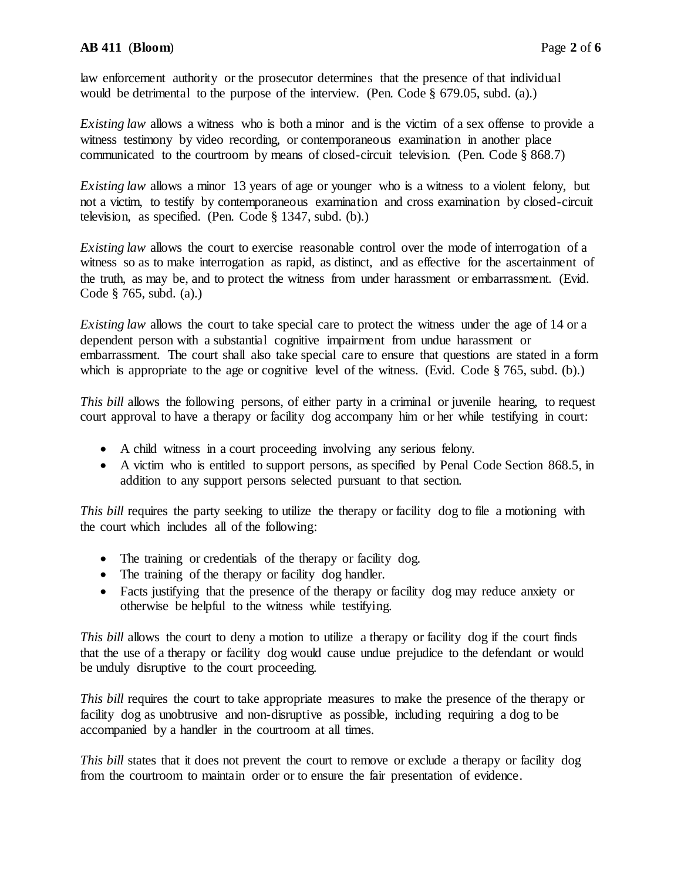law enforcement authority or the prosecutor determines that the presence of that individual would be detrimental to the purpose of the interview. (Pen. Code § 679.05, subd. (a).)

*Existing law* allows a witness who is both a minor and is the victim of a sex offense to provide a witness testimony by video recording, or contemporaneous examination in another place communicated to the courtroom by means of closed-circuit television. (Pen. Code § 868.7)

*Existing law* allows a minor 13 years of age or younger who is a witness to a violent felony, but not a victim, to testify by contemporaneous examination and cross examination by closed-circuit television, as specified. (Pen. Code § 1347, subd. (b).)

*Existing law* allows the court to exercise reasonable control over the mode of interrogation of a witness so as to make interrogation as rapid, as distinct, and as effective for the ascertainment of the truth, as may be, and to protect the witness from under harassment or embarrassment. (Evid. Code § 765, subd. (a).)

*Existing law* allows the court to take special care to protect the witness under the age of 14 or a dependent person with a substantial cognitive impairment from undue harassment or embarrassment. The court shall also take special care to ensure that questions are stated in a form which is appropriate to the age or cognitive level of the witness. (Evid. Code § 765, subd. (b).)

*This bill* allows the following persons, of either party in a criminal or juvenile hearing, to request court approval to have a therapy or facility dog accompany him or her while testifying in court:

- A child witness in a court proceeding involving any serious felony.
- A victim who is entitled to support persons, as specified by Penal Code Section 868.5, in addition to any support persons selected pursuant to that section.

*This bill* requires the party seeking to utilize the therapy or facility dog to file a motioning with the court which includes all of the following:

- The training or credentials of the therapy or facility dog.
- The training of the therapy or facility dog handler.
- Facts justifying that the presence of the therapy or facility dog may reduce anxiety or otherwise be helpful to the witness while testifying.

*This bill* allows the court to deny a motion to utilize a therapy or facility dog if the court finds that the use of a therapy or facility dog would cause undue prejudice to the defendant or would be unduly disruptive to the court proceeding.

*This bill* requires the court to take appropriate measures to make the presence of the therapy or facility dog as unobtrusive and non-disruptive as possible, including requiring a dog to be accompanied by a handler in the courtroom at all times.

*This bill* states that it does not prevent the court to remove or exclude a therapy or facility dog from the courtroom to maintain order or to ensure the fair presentation of evidence.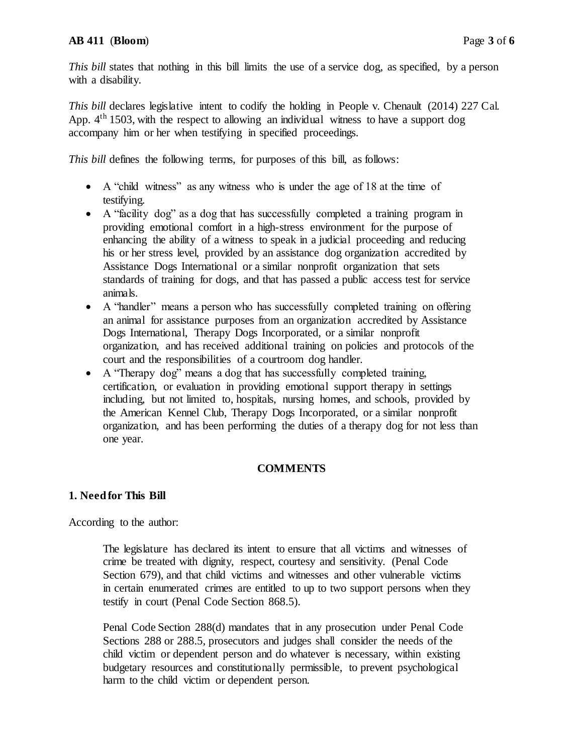*This bill* states that nothing in this bill limits the use of a service dog, as specified, by a person with a disability.

*This bill* declares legislative intent to codify the holding in People v. Chenault (2014) 227 Cal. App. 4th 1503, with the respect to allowing an individual witness to have a support dog accompany him or her when testifying in specified proceedings.

*This bill* defines the following terms, for purposes of this bill, as follows:

- A "child witness" as any witness who is under the age of 18 at the time of testifying.
- A "facility dog" as a dog that has successfully completed a training program in providing emotional comfort in a high-stress environment for the purpose of enhancing the ability of a witness to speak in a judicial proceeding and reducing his or her stress level, provided by an assistance dog organization accredited by Assistance Dogs International or a similar nonprofit organization that sets standards of training for dogs, and that has passed a public access test for service animals.
- A "handler" means a person who has successfully completed training on offering an animal for assistance purposes from an organization accredited by Assistance Dogs International, Therapy Dogs Incorporated, or a similar nonprofit organization, and has received additional training on policies and protocols of the court and the responsibilities of a courtroom dog handler.
- A "Therapy dog" means a dog that has successfully completed training, certification, or evaluation in providing emotional support therapy in settings including, but not limited to, hospitals, nursing homes, and schools, provided by the American Kennel Club, Therapy Dogs Incorporated, or a similar nonprofit organization, and has been performing the duties of a therapy dog for not less than one year.

## COMMENTS

### 1. Need for This Bill

According to the author:

> The legislature has declared its intent to ensure that all victims and witnesses of crime be treated with dignity, respect, courtesy and sensitivity. (Penal Code Section 679), and that child victims and witnesses and other vulnerable victims in certain enumerated crimes are entitled to up to two support persons when they testify in court (Penal Code Section 868.5).
>
> Penal Code Section 288(d) mandates that in any prosecution under Penal Code Sections 288 or 288.5, prosecutors and judges shall consider the needs of the child victim or dependent person and do whatever is necessary, within existing budgetary resources and constitutionally permissible, to prevent psychological harm to the child victim or dependent person.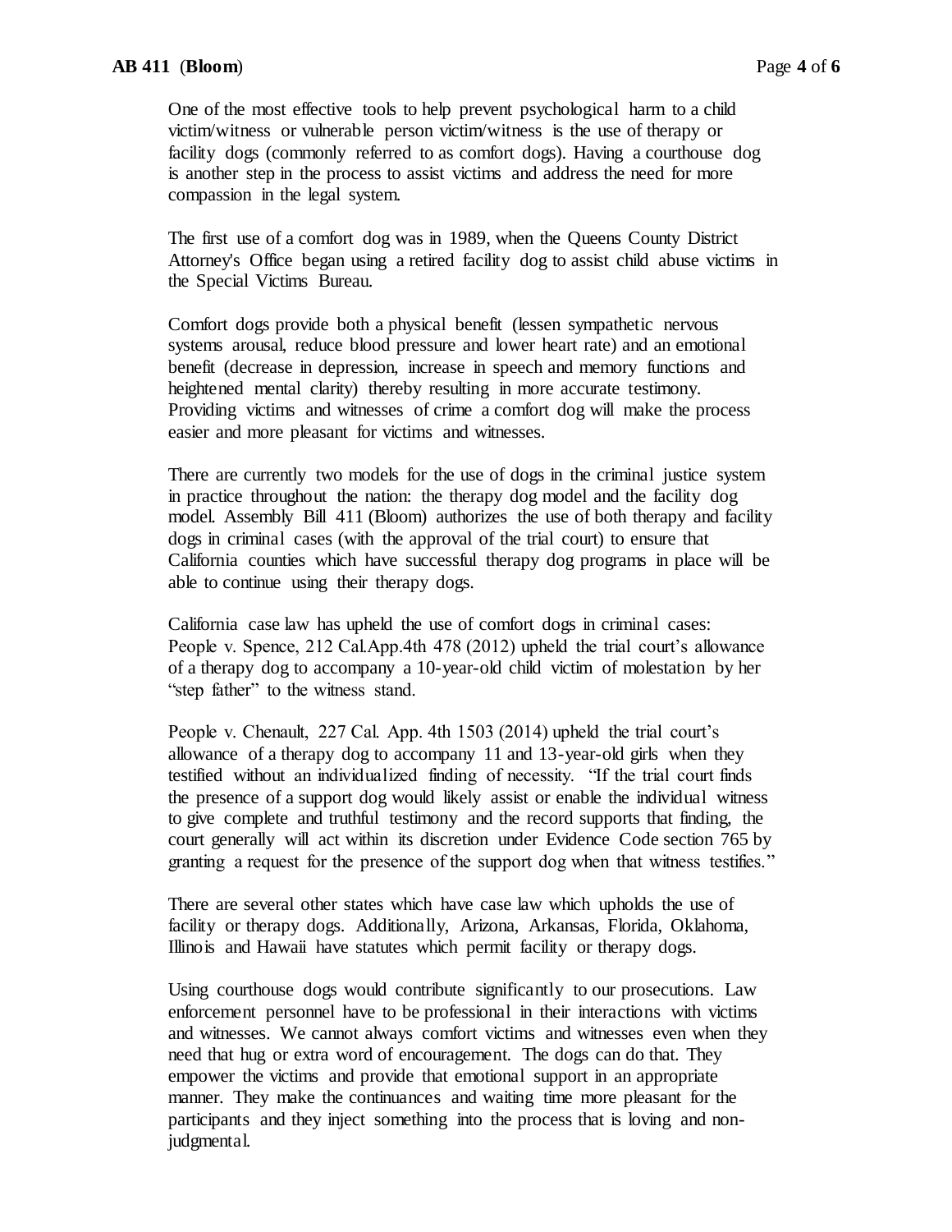One of the most effective tools to help prevent psychological harm to a child victim/witness or vulnerable person victim/witness is the use of therapy or facility dogs (commonly referred to as comfort dogs). Having a courthouse dog is another step in the process to assist victims and address the need for more compassion in the legal system.

The first use of a comfort dog was in 1989, when the Queens County District Attorney's Office began using a retired facility dog to assist child abuse victims in the Special Victims Bureau.

Comfort dogs provide both a physical benefit (lessen sympathetic nervous systems arousal, reduce blood pressure and lower heart rate) and an emotional benefit (decrease in depression, increase in speech and memory functions and heightened mental clarity) thereby resulting in more accurate testimony. Providing victims and witnesses of crime a comfort dog will make the process easier and more pleasant for victims and witnesses.

There are currently two models for the use of dogs in the criminal justice system in practice throughout the nation: the therapy dog model and the facility dog model. Assembly Bill 411 (Bloom) authorizes the use of both therapy and facility dogs in criminal cases (with the approval of the trial court) to ensure that California counties which have successful therapy dog programs in place will be able to continue using their therapy dogs.

California case law has upheld the use of comfort dogs in criminal cases: People v. Spence, 212 Cal.App.4th 478 (2012) upheld the trial court's allowance of a therapy dog to accompany a 10-year-old child victim of molestation by her "step father" to the witness stand.

People v. Chenault, 227 Cal. App. 4th 1503 (2014) upheld the trial court's allowance of a therapy dog to accompany 11 and 13-year-old girls when they testified without an individualized finding of necessity. "If the trial court finds the presence of a support dog would likely assist or enable the individual witness to give complete and truthful testimony and the record supports that finding, the court generally will act within its discretion under Evidence Code section 765 by granting a request for the presence of the support dog when that witness testifies."

There are several other states which have case law which upholds the use of facility or therapy dogs. Additionally, Arizona, Arkansas, Florida, Oklahoma, Illinois and Hawaii have statutes which permit facility or therapy dogs.

Using courthouse dogs would contribute significantly to our prosecutions. Law enforcement personnel have to be professional in their interactions with victims and witnesses. We cannot always comfort victims and witnesses even when they need that hug or extra word of encouragement. The dogs can do that. They empower the victims and provide that emotional support in an appropriate manner. They make the continuances and waiting time more pleasant for the participants and they inject something into the process that is loving and non-judgmental.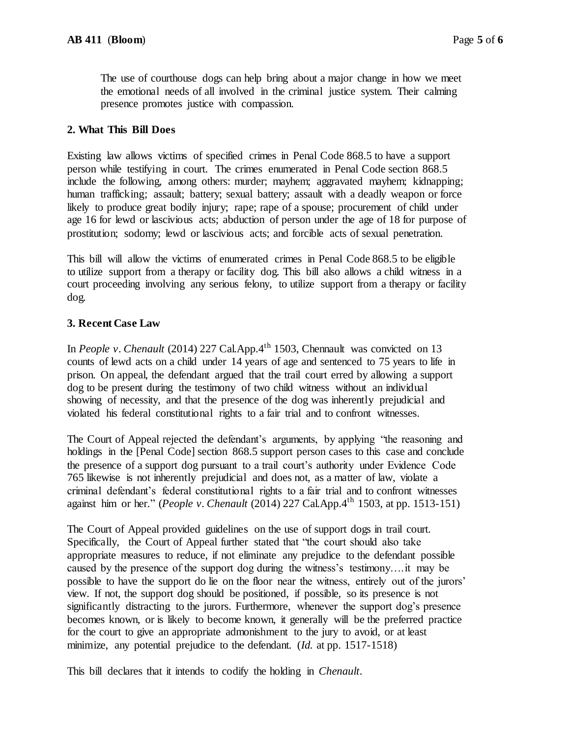The use of courthouse dogs can help bring about a major change in how we meet the emotional needs of all involved in the criminal justice system. Their calming presence promotes justice with compassion.

### 2. What This Bill Does

Existing law allows victims of specified crimes in Penal Code 868.5 to have a support person while testifying in court. The crimes enumerated in Penal Code section 868.5 include the following, among others: murder; mayhem; aggravated mayhem; kidnapping; human trafficking; assault; battery; sexual battery; assault with a deadly weapon or force likely to produce great bodily injury; rape; rape of a spouse; procurement of child under age 16 for lewd or lascivious acts; abduction of person under the age of 18 for purpose of prostitution; sodomy; lewd or lascivious acts; and forcible acts of sexual penetration.

This bill will allow the victims of enumerated crimes in Penal Code 868.5 to be eligible to utilize support from a therapy or facility dog. This bill also allows a child witness in a court proceeding involving any serious felony, to utilize support from a therapy or facility dog.

### 3. Recent Case Law

In *People v. Chenault* (2014) 227 Cal.App.4th 1503, Chennault was convicted on 13 counts of lewd acts on a child under 14 years of age and sentenced to 75 years to life in prison. On appeal, the defendant argued that the trail court erred by allowing a support dog to be present during the testimony of two child witness without an individual showing of necessity, and that the presence of the dog was inherently prejudicial and violated his federal constitutional rights to a fair trial and to confront witnesses.

The Court of Appeal rejected the defendant's arguments, by applying "the reasoning and holdings in the [Penal Code] section 868.5 support person cases to this case and conclude the presence of a support dog pursuant to a trail court's authority under Evidence Code 765 likewise is not inherently prejudicial and does not, as a matter of law, violate a criminal defendant's federal constitutional rights to a fair trial and to confront witnesses against him or her." (*People v. Chenault* (2014) 227 Cal.App.4th 1503, at pp. 1513-151)

The Court of Appeal provided guidelines on the use of support dogs in trail court. Specifically, the Court of Appeal further stated that "the court should also take appropriate measures to reduce, if not eliminate any prejudice to the defendant possible caused by the presence of the support dog during the witness's testimony….it may be possible to have the support do lie on the floor near the witness, entirely out of the jurors' view. If not, the support dog should be positioned, if possible, so its presence is not significantly distracting to the jurors. Furthermore, whenever the support dog's presence becomes known, or is likely to become known, it generally will be the preferred practice for the court to give an appropriate admonishment to the jury to avoid, or at least minimize, any potential prejudice to the defendant. (*Id.* at pp. 1517-1518)

This bill declares that it intends to codify the holding in *Chenault*.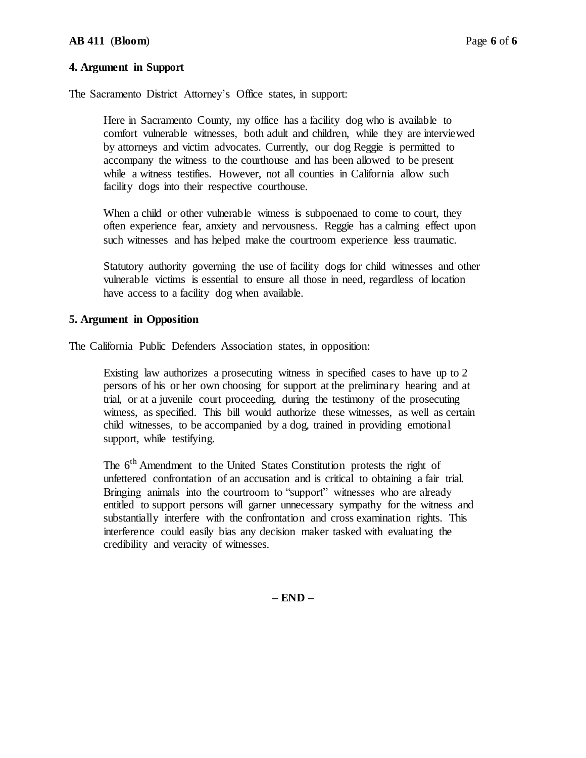### 4. Argument in Support

The Sacramento District Attorney's Office states, in support:

> Here in Sacramento County, my office has a facility dog who is available to comfort vulnerable witnesses, both adult and children, while they are interviewed by attorneys and victim advocates. Currently, our dog Reggie is permitted to accompany the witness to the courthouse and has been allowed to be present while a witness testifies. However, not all counties in California allow such facility dogs into their respective courthouse.
>
> When a child or other vulnerable witness is subpoenaed to come to court, they often experience fear, anxiety and nervousness. Reggie has a calming effect upon such witnesses and has helped make the courtroom experience less traumatic.
>
> Statutory authority governing the use of facility dogs for child witnesses and other vulnerable victims is essential to ensure all those in need, regardless of location have access to a facility dog when available.

### 5. Argument in Opposition

The California Public Defenders Association states, in opposition:

> Existing law authorizes a prosecuting witness in specified cases to have up to 2 persons of his or her own choosing for support at the preliminary hearing and at trial, or at a juvenile court proceeding, during the testimony of the prosecuting witness, as specified. This bill would authorize these witnesses, as well as certain child witnesses, to be accompanied by a dog, trained in providing emotional support, while testifying.
>
> The 6th Amendment to the United States Constitution protests the right of unfettered confrontation of an accusation and is critical to obtaining a fair trial. Bringing animals into the courtroom to "support" witnesses who are already entitled to support persons will garner unnecessary sympathy for the witness and substantially interfere with the confrontation and cross examination rights. This interference could easily bias any decision maker tasked with evaluating the credibility and veracity of witnesses.

**– END –**